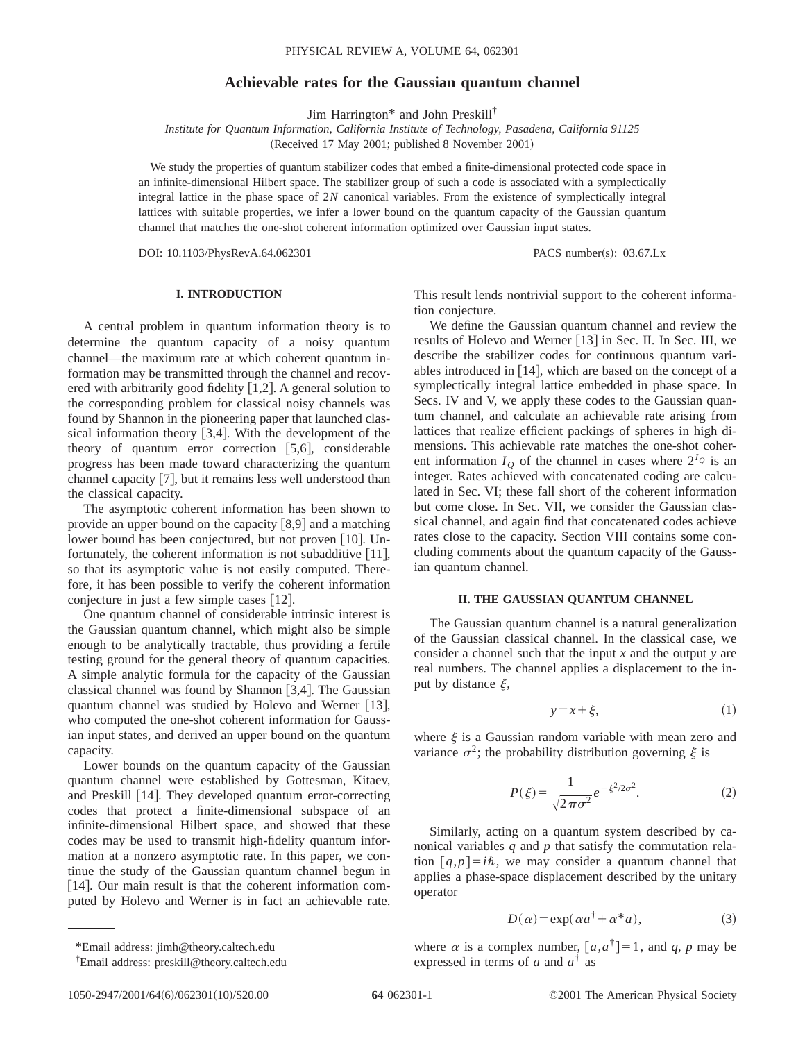# Achievable rates for the Gaussian quantum channel

Jim Harrington* and John Preskill†

*Institute for Quantum Information, California Institute of Technology, Pasadena, California 91125*

(Received 17 May 2001; published 8 November 2001)

We study the properties of quantum stabilizer codes that embed a finite-dimensional protected code space in an infinite-dimensional Hilbert space. The stabilizer group of such a code is associated with a symplectically integral lattice in the phase space of $2N$ canonical variables. From the existence of symplectically integral lattices with suitable properties, we infer a lower bound on the quantum capacity of the Gaussian quantum channel that matches the one-shot coherent information optimized over Gaussian input states.

DOI: 10.1103/PhysRevA.64.062301 PACS number(s): 03.67.Lx

## I. INTRODUCTION

A central problem in quantum information theory is to determine the quantum capacity of a noisy quantum channel—the maximum rate at which coherent quantum information may be transmitted through the channel and recovered with arbitrarily good fidelity [1,2]. A general solution to the corresponding problem for classical noisy channels was found by Shannon in the pioneering paper that launched classical information theory [3,4]. With the development of the theory of quantum error correction [5,6], considerable progress has been made toward characterizing the quantum channel capacity [7], but it remains less well understood than the classical capacity.

The asymptotic coherent information has been shown to provide an upper bound on the capacity [8,9] and a matching lower bound has been conjectured, but not proven [10]. Unfortunately, the coherent information is not subadditive [11], so that its asymptotic value is not easily computed. Therefore, it has been possible to verify the coherent information conjecture in just a few simple cases [12].

One quantum channel of considerable intrinsic interest is the Gaussian quantum channel, which might also be simple enough to be analytically tractable, thus providing a fertile testing ground for the general theory of quantum capacities. A simple analytic formula for the capacity of the Gaussian classical channel was found by Shannon [3,4]. The Gaussian quantum channel was studied by Holevo and Werner [13], who computed the one-shot coherent information for Gaussian input states, and derived an upper bound on the quantum capacity.

Lower bounds on the quantum capacity of the Gaussian quantum channel were established by Gottesman, Kitaev, and Preskill [14]. They developed quantum error-correcting codes that protect a finite-dimensional subspace of an infinite-dimensional Hilbert space, and showed that these codes may be used to transmit high-fidelity quantum information at a nonzero asymptotic rate. In this paper, we continue the study of the Gaussian quantum channel begun in [14]. Our main result is that the coherent information computed by Holevo and Werner is in fact an achievable rate. This result lends nontrivial support to the coherent information conjecture.

We define the Gaussian quantum channel and review the results of Holevo and Werner [13] in Sec. II. In Sec. III, we describe the stabilizer codes for continuous quantum variables introduced in [14], which are based on the concept of a symplectically integral lattice embedded in phase space. In Secs. IV and V, we apply these codes to the Gaussian quantum channel, and calculate an achievable rate arising from lattices that realize efficient packings of spheres in high dimensions. This achievable rate matches the one-shot coherent information $I_Q$ of the channel in cases where $2^{I_Q}$ is an integer. Rates achieved with concatenated coding are calculated in Sec. VI; these fall short of the coherent information but come close. In Sec. VII, we consider the Gaussian classical channel, and again find that concatenated codes achieve rates close to the capacity. Section VIII contains some concluding comments about the quantum capacity of the Gaussian quantum channel.

## II. THE GAUSSIAN QUANTUM CHANNEL

The Gaussian quantum channel is a natural generalization of the Gaussian classical channel. In the classical case, we consider a channel such that the input $x$ and the output $y$ are real numbers. The channel applies a displacement to the input by distance $\xi$,

$$y = x + \xi, \tag{1}$$

where $\xi$ is a Gaussian random variable with mean zero and variance $\sigma^2$; the probability distribution governing $\xi$ is

$$P(\xi) = \frac{1}{\sqrt{2\pi\sigma^2}} e^{-\xi^2/2\sigma^2}. \tag{2}$$

Similarly, acting on a quantum system described by canonical variables $q$ and $p$ that satisfy the commutation relation $[q,p]=i\hbar$, we may consider a quantum channel that applies a phase-space displacement described by the unitary operator

$$D(\alpha) = \exp(\alpha a^\dagger + \alpha^* a), \tag{3}$$

where $\alpha$ is a complex number, $[a,a^\dagger]=1$, and $q$, $p$ may be expressed in terms of $a$ and $a^\dagger$ as

*Email address: jimh@theory.caltech.edu

†Email address: preskill@theory.caltech.edu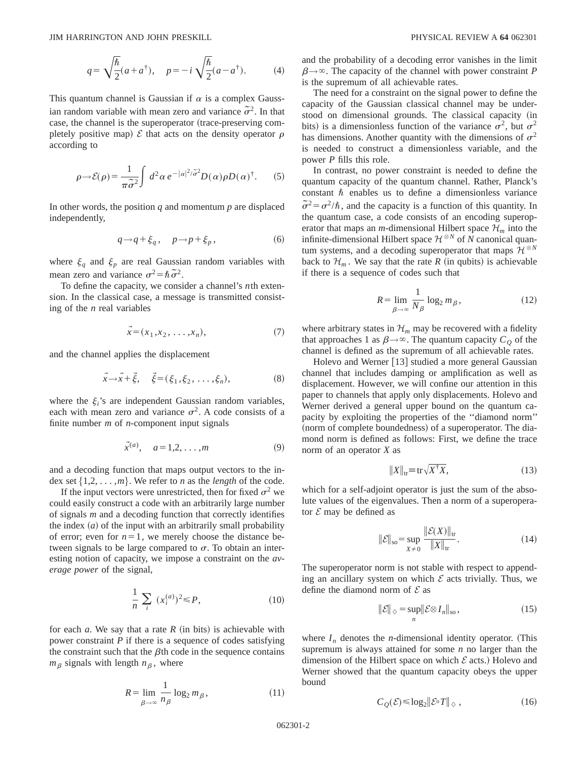$$q=\sqrt{\frac{\hbar}{2}}(a+a^{\dagger}),\quad p=-i\sqrt{\frac{\hbar}{2}}(a-a^{\dagger}). \tag{4}$$

This quantum channel is Gaussian if $\alpha$ is a complex Gaussian random variable with mean zero and variance $\tilde{\sigma}^2$. In that case, the channel is the superoperator (trace-preserving completely positive map) $\mathcal{E}$ that acts on the density operator $\rho$ according to

$$\rho\rightarrow\mathcal{E}(\rho)=\frac{1}{\pi\tilde{\sigma}^2}\int d^2\alpha\, e^{-|\alpha|^2/\tilde{\sigma}^2}D(\alpha)\rho D(\alpha)^{\dagger}. \tag{5}$$

In other words, the position $q$ and momentum $p$ are displaced independently,

$$q\rightarrow q+\xi_q,\quad p\rightarrow p+\xi_p, \tag{6}$$

where $\xi_q$ and $\xi_p$ are real Gaussian random variables with mean zero and variance $\sigma^2=\hbar\tilde{\sigma}^2$.

To define the capacity, we consider a channel's $n$th extension. In the classical case, a message is transmitted consisting of the $n$ real variables

$$\vec{x}=(x_1,x_2,\ldots,x_n), \tag{7}$$

and the channel applies the displacement

$$\vec{x}\rightarrow\vec{x}+\vec{\xi},\quad \vec{\xi}=(\xi_1,\xi_2,\ldots,\xi_n), \tag{8}$$

where the $\xi_i$'s are independent Gaussian random variables, each with mean zero and variance $\sigma^2$. A code consists of a finite number $m$ of $n$-component input signals

$$\vec{x}^{(a)},\quad a=1,2,\ldots,m \tag{9}$$

and a decoding function that maps output vectors to the index set $\{1,2,\ldots,m\}$. We refer to $n$ as the *length* of the code.

If the input vectors were unrestricted, then for fixed $\sigma^2$ we could easily construct a code with an arbitrarily large number of signals $m$ and a decoding function that correctly identifies the index $(a)$ of the input with an arbitrarily small probability of error; even for $n=1$, we merely choose the distance between signals to be large compared to $\sigma$. To obtain an interesting notion of capacity, we impose a constraint on the *average power* of the signal,

$$\frac{1}{n}\sum_i (x_i^{(a)})^2\leq P, \tag{10}$$

for each $a$. We say that a rate $R$ (in bits) is achievable with power constraint $P$ if there is a sequence of codes satisfying the constraint such that the $\beta$th code in the sequence contains $m_\beta$ signals with length $n_\beta$, where

$$R=\lim_{\beta\rightarrow\infty}\frac{1}{n_\beta}\log_2 m_\beta, \tag{11}$$

and the probability of a decoding error vanishes in the limit $\beta\rightarrow\infty$. The capacity of the channel with power constraint $P$ is the supremum of all achievable rates.

The need for a constraint on the signal power to define the capacity of the Gaussian classical channel may be understood on dimensional grounds. The classical capacity (in bits) is a dimensionless function of the variance $\sigma^2$, but $\sigma^2$ has dimensions. Another quantity with the dimensions of $\sigma^2$ is needed to construct a dimensionless variable, and the power $P$ fills this role.

In contrast, no power constraint is needed to define the quantum capacity of the quantum channel. Rather, Planck's constant $\hbar$ enables us to define a dimensionless variance $\tilde{\sigma}^2=\sigma^2/\hbar$, and the capacity is a function of this quantity. In the quantum case, a code consists of an encoding superoperator that maps an $m$-dimensional Hilbert space $\mathcal{H}_m$ into the infinite-dimensional Hilbert space $\mathcal{H}^{\otimes N}$ of $N$ canonical quantum systems, and a decoding superoperator that maps $\mathcal{H}^{\otimes N}$ back to $\mathcal{H}_m$. We say that the rate $R$ (in qubits) is achievable if there is a sequence of codes such that

$$R=\lim_{\beta\rightarrow\infty}\frac{1}{N_\beta}\log_2 m_\beta, \tag{12}$$

where arbitrary states in $\mathcal{H}_m$ may be recovered with a fidelity that approaches 1 as $\beta\rightarrow\infty$. The quantum capacity $C_Q$ of the channel is defined as the supremum of all achievable rates.

Holevo and Werner [13] studied a more general Gaussian channel that includes damping or amplification as well as displacement. However, we will confine our attention in this paper to channels that apply only displacements. Holevo and Werner derived a general upper bound on the quantum capacity by exploiting the properties of the "diamond norm" (norm of complete boundedness) of a superoperator. The diamond norm is defined as follows: First, we define the trace norm of an operator $X$ as

$$\|X\|_{\rm tr}\equiv{\rm tr}\sqrt{X^{\dagger}X}, \tag{13}$$

which for a self-adjoint operator is just the sum of the absolute values of the eigenvalues. Then a norm of a superoperator $\mathcal{E}$ may be defined as

$$\|\mathcal{E}\|_{\rm so}=\sup_{X\neq 0}\frac{\|\mathcal{E}(X)\|_{\rm tr}}{\|X\|_{\rm tr}}. \tag{14}$$

The superoperator norm is not stable with respect to appending an ancillary system on which $\mathcal{E}$ acts trivially. Thus, we define the diamond norm of $\mathcal{E}$ as

$$\|\mathcal{E}\|_{\diamond}=\sup_n\|\mathcal{E}\otimes I_n\|_{\rm so}, \tag{15}$$

where $I_n$ denotes the $n$-dimensional identity operator. (This supremum is always attained for some $n$ no larger than the dimension of the Hilbert space on which $\mathcal{E}$ acts.) Holevo and Werner showed that the quantum capacity obeys the upper bound

$$C_Q(\mathcal{E})\leq\log_2\|\mathcal{E}\circ T\|_{\diamond}, \tag{16}$$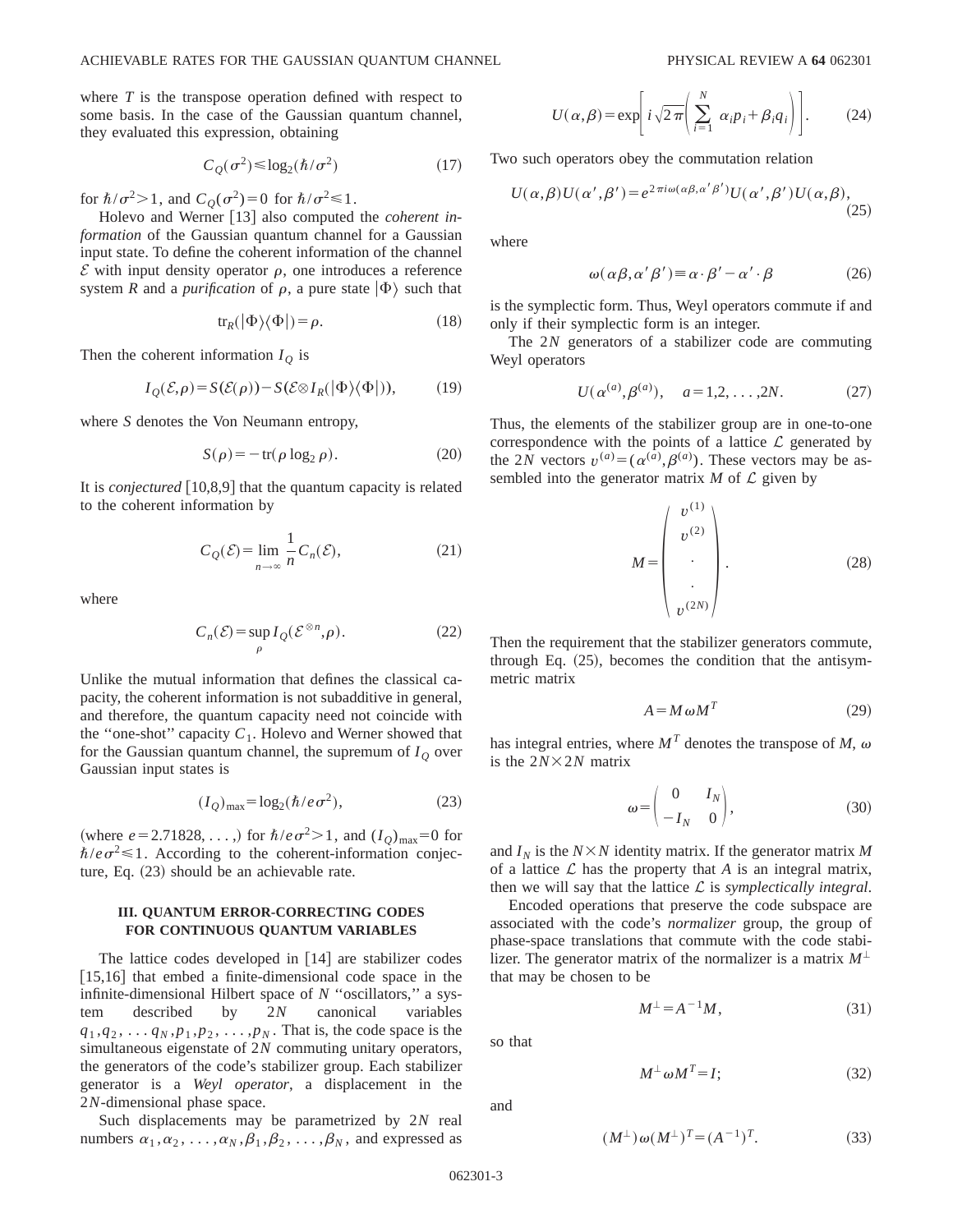where $T$ is the transpose operation defined with respect to some basis. In the case of the Gaussian quantum channel, they evaluated this expression, obtaining

$$C_Q(\sigma^2) \leq \log_2(\hbar/\sigma^2) \tag{17}$$

for $\hbar/\sigma^2 > 1$, and $C_Q(\sigma^2) = 0$ for $\hbar/\sigma^2 \leq 1$.

Holevo and Werner [13] also computed the *coherent information* of the Gaussian quantum channel for a Gaussian input state. To define the coherent information of the channel $\mathcal{E}$ with input density operator $\rho$, one introduces a reference system $R$ and a *purification* of $\rho$, a pure state $|\Phi\rangle$ such that

$$\mathrm{tr}_R(|\Phi\rangle\langle\Phi|) = \rho. \tag{18}$$

Then the coherent information $I_Q$ is

$$I_Q(\mathcal{E},\rho) = S(\mathcal{E}(\rho)) - S(\mathcal{E} \otimes I_R(|\Phi\rangle\langle\Phi|)), \tag{19}$$

where $S$ denotes the Von Neumann entropy,

$$S(\rho) = -\mathrm{tr}(\rho \log_2 \rho). \tag{20}$$

It is *conjectured* [10,8,9] that the quantum capacity is related to the coherent information by

$$C_Q(\mathcal{E}) = \lim_{n\to\infty} \frac{1}{n} C_n(\mathcal{E}), \tag{21}$$

where

$$C_n(\mathcal{E}) = \sup_{\rho} I_Q(\mathcal{E}^{\otimes n}, \rho). \tag{22}$$

Unlike the mutual information that defines the classical capacity, the coherent information is not subadditive in general, and therefore, the quantum capacity need not coincide with the "one-shot" capacity $C_1$. Holevo and Werner showed that for the Gaussian quantum channel, the supremum of $I_Q$ over Gaussian input states is

$$(I_Q)_{\max} = \log_2(\hbar/e\sigma^2), \tag{23}$$

(where $e = 2.71828, \ldots,$) for $\hbar/e\sigma^2 > 1$, and $(I_Q)_{\max} = 0$ for $\hbar/e\sigma^2 \leq 1$. According to the coherent-information conjecture, Eq. (23) should be an achievable rate.

## III. QUANTUM ERROR-CORRECTING CODES FOR CONTINUOUS QUANTUM VARIABLES

The lattice codes developed in [14] are stabilizer codes [15,16] that embed a finite-dimensional code space in the infinite-dimensional Hilbert space of $N$ "oscillators," a system described by $2N$ canonical variables $q_1, q_2, \ldots q_N, p_1, p_2, \ldots, p_N$. That is, the code space is the simultaneous eigenstate of $2N$ commuting unitary operators, the generators of the code's stabilizer group. Each stabilizer generator is a *Weyl operator*, a displacement in the $2N$-dimensional phase space.

Such displacements may be parametrized by $2N$ real numbers $\alpha_1, \alpha_2, \ldots, \alpha_N, \beta_1, \beta_2, \ldots, \beta_N$, and expressed as

$$U(\alpha,\beta) = \exp\left[ i\sqrt{2\pi}\left( \sum_{i=1}^{N} \alpha_i p_i + \beta_i q_i \right) \right]. \tag{24}$$

Two such operators obey the commutation relation

$$U(\alpha,\beta)U(\alpha',\beta') = e^{2\pi i \omega(\alpha\beta,\alpha'\beta')} U(\alpha',\beta')U(\alpha,\beta), \tag{25}$$

where

$$\omega(\alpha\beta,\alpha'\beta') \equiv \alpha\cdot\beta' - \alpha'\cdot\beta \tag{26}$$

is the symplectic form. Thus, Weyl operators commute if and only if their symplectic form is an integer.

The $2N$ generators of a stabilizer code are commuting Weyl operators

$$U(\alpha^{(a)},\beta^{(a)}), \quad a = 1,2,\ldots,2N. \tag{27}$$

Thus, the elements of the stabilizer group are in one-to-one correspondence with the points of a lattice $\mathcal{L}$ generated by the $2N$ vectors $v^{(a)} = (\alpha^{(a)},\beta^{(a)})$. These vectors may be assembled into the generator matrix $M$ of $\mathcal{L}$ given by

$$M = \begin{pmatrix} v^{(1)} \\ v^{(2)} \\ \cdot \\ \cdot \\ v^{(2N)} \end{pmatrix}. \tag{28}$$

Then the requirement that the stabilizer generators commute, through Eq. (25), becomes the condition that the antisymmetric matrix

$$A = M\omega M^T \tag{29}$$

has integral entries, where $M^T$ denotes the transpose of $M$, $\omega$ is the $2N\times 2N$ matrix

$$\omega = \begin{pmatrix} 0 & I_N \\ -I_N & 0 \end{pmatrix}, \tag{30}$$

and $I_N$ is the $N\times N$ identity matrix. If the generator matrix $M$ of a lattice $\mathcal{L}$ has the property that $A$ is an integral matrix, then we will say that the lattice $\mathcal{L}$ is *symplectically integral*.

Encoded operations that preserve the code subspace are associated with the code's *normalizer* group, the group of phase-space translations that commute with the code stabilizer. The generator matrix of the normalizer is a matrix $M^{\perp}$ that may be chosen to be

$$M^{\perp} = A^{-1}M, \tag{31}$$

so that

$$M^{\perp}\omega M^T = I; \tag{32}$$

and

$$(M^{\perp})\omega(M^{\perp})^T = (A^{-1})^T. \tag{33}$$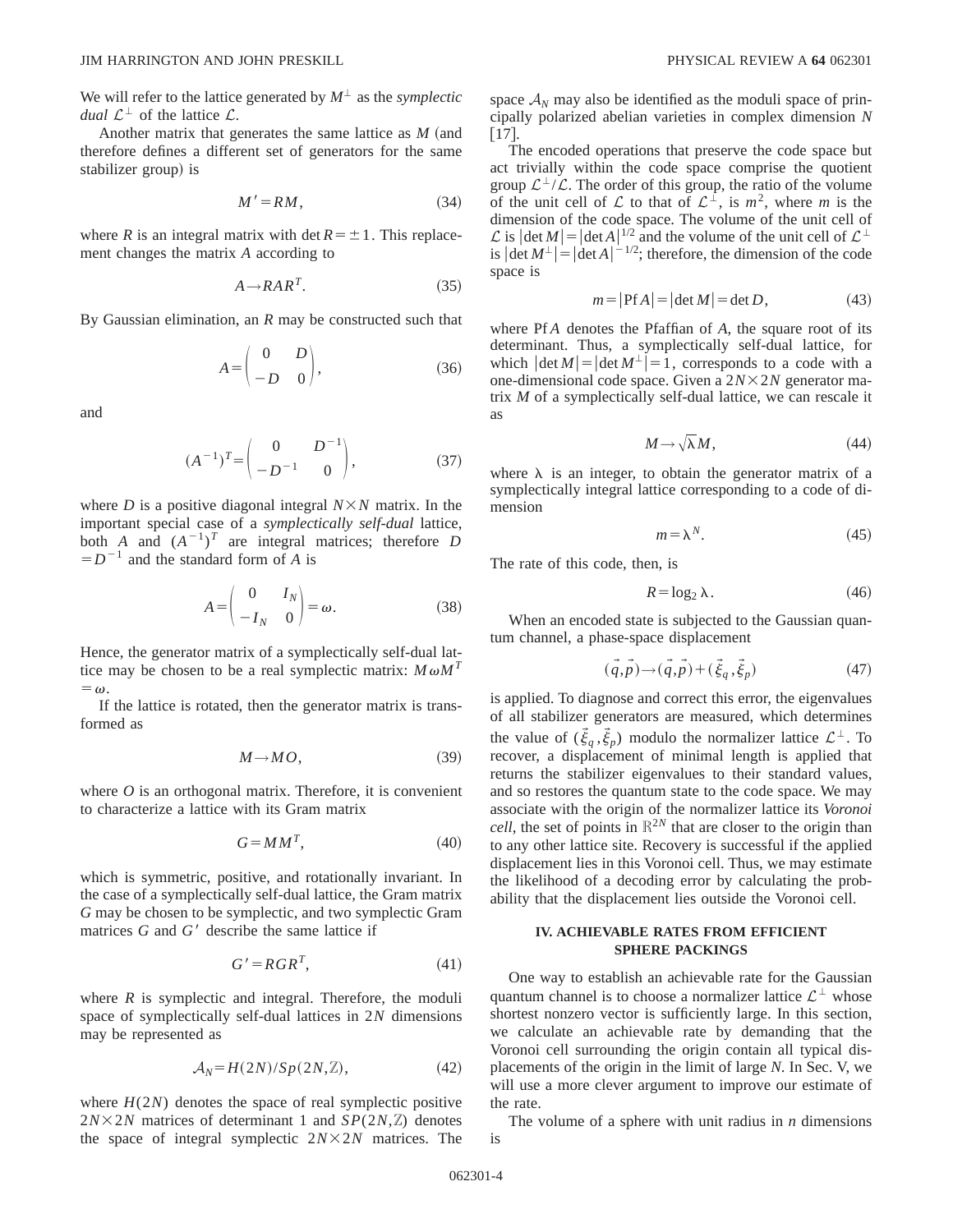We will refer to the lattice generated by $M^{\perp}$ as the *symplectic dual* $\mathcal{L}^{\perp}$ of the lattice $\mathcal{L}$.

Another matrix that generates the same lattice as $M$ (and therefore defines a different set of generators for the same stabilizer group) is

$$M' = RM, \tag{34}$$

where $R$ is an integral matrix with $\det R = \pm 1$. This replacement changes the matrix $A$ according to

$$A \to RAR^{T}. \tag{35}$$

By Gaussian elimination, an $R$ may be constructed such that

$$A = \begin{pmatrix} 0 & D \\ -D & 0 \end{pmatrix}, \tag{36}$$

and

$$(A^{-1})^{T} = \begin{pmatrix} 0 & D^{-1} \\ -D^{-1} & 0 \end{pmatrix}, \tag{37}$$

where $D$ is a positive diagonal integral $N \times N$ matrix. In the important special case of a *symplectically self-dual* lattice, both $A$ and $(A^{-1})^{T}$ are integral matrices; therefore $D = D^{-1}$ and the standard form of $A$ is

$$A = \begin{pmatrix} 0 & I_N \\ -I_N & 0 \end{pmatrix} = \omega. \tag{38}$$

Hence, the generator matrix of a symplectically self-dual lattice may be chosen to be a real symplectic matrix: $M\omega M^{T} = \omega$.

If the lattice is rotated, then the generator matrix is transformed as

$$M \to MO, \tag{39}$$

where $O$ is an orthogonal matrix. Therefore, it is convenient to characterize a lattice with its Gram matrix

$$G = MM^{T}, \tag{40}$$

which is symmetric, positive, and rotationally invariant. In the case of a symplectically self-dual lattice, the Gram matrix $G$ may be chosen to be symplectic, and two symplectic Gram matrices $G$ and $G'$ describe the same lattice if

$$G' = RGR^{T}, \tag{41}$$

where $R$ is symplectic and integral. Therefore, the moduli space of symplectically self-dual lattices in $2N$ dimensions may be represented as

$$\mathcal{A}_N = H(2N)/Sp(2N,\mathbb{Z}), \tag{42}$$

where $H(2N)$ denotes the space of real symplectic positive $2N \times 2N$ matrices of determinant 1 and $SP(2N,\mathbb{Z})$ denotes the space of integral symplectic $2N \times 2N$ matrices. The space $\mathcal{A}_N$ may also be identified as the moduli space of principally polarized abelian varieties in complex dimension $N$ [17].

The encoded operations that preserve the code space but act trivially within the code space comprise the quotient group $\mathcal{L}^{\perp}/\mathcal{L}$. The order of this group, the ratio of the volume of the unit cell of $\mathcal{L}$ to that of $\mathcal{L}^{\perp}$, is $m^2$, where $m$ is the dimension of the code space. The volume of the unit cell of $\mathcal{L}$ is $|\det M| = |\det A|^{1/2}$ and the volume of the unit cell of $\mathcal{L}^{\perp}$ is $|\det M^{\perp}| = |\det A|^{-1/2}$; therefore, the dimension of the code space is

$$m = |\mathrm{Pf}\, A| = |\det M| = \det D, \tag{43}$$

where $\mathrm{Pf}\, A$ denotes the Pfaffian of $A$, the square root of its determinant. Thus, a symplectically self-dual lattice, for which $|\det M| = |\det M^{\perp}| = 1$, corresponds to a code with a one-dimensional code space. Given a $2N \times 2N$ generator matrix $M$ of a symplectically self-dual lattice, we can rescale it as

$$M \to \sqrt{\lambda} M, \tag{44}$$

where $\lambda$ is an integer, to obtain the generator matrix of a symplectically integral lattice corresponding to a code of dimension

$$m = \lambda^{N}. \tag{45}$$

The rate of this code, then, is

$$R = \log_2 \lambda. \tag{46}$$

When an encoded state is subjected to the Gaussian quantum channel, a phase-space displacement

$$(\vec{q},\vec{p}) \to (\vec{q},\vec{p}) + (\vec{\xi}_q,\vec{\xi}_p) \tag{47}$$

is applied. To diagnose and correct this error, the eigenvalues of all stabilizer generators are measured, which determines the value of $(\vec{\xi}_q,\vec{\xi}_p)$ modulo the normalizer lattice $\mathcal{L}^{\perp}$. To recover, a displacement of minimal length is applied that returns the stabilizer eigenvalues to their standard values, and so restores the quantum state to the code space. We may associate with the origin of the normalizer lattice its *Voronoi cell*, the set of points in $\mathbb{R}^{2N}$ that are closer to the origin than to any other lattice site. Recovery is successful if the applied displacement lies in this Voronoi cell. Thus, we may estimate the likelihood of a decoding error by calculating the probability that the displacement lies outside the Voronoi cell.

## IV. ACHIEVABLE RATES FROM EFFICIENT SPHERE PACKINGS

One way to establish an achievable rate for the Gaussian quantum channel is to choose a normalizer lattice $\mathcal{L}^{\perp}$ whose shortest nonzero vector is sufficiently large. In this section, we calculate an achievable rate by demanding that the Voronoi cell surrounding the origin contain all typical displacements of the origin in the limit of large $N$. In Sec. V, we will use a more clever argument to improve our estimate of the rate.

The volume of a sphere with unit radius in $n$ dimensions is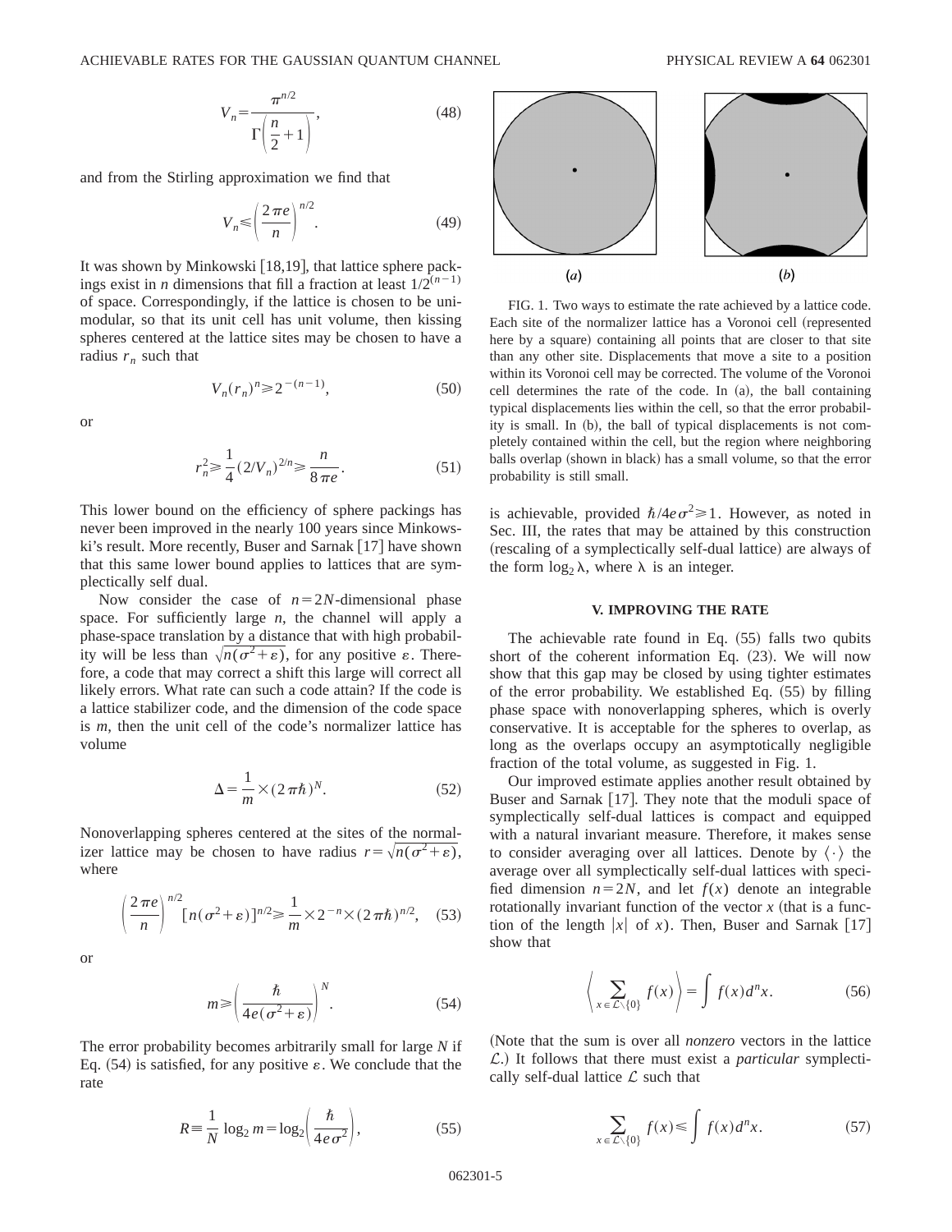$$V_n = \frac{\pi^{n/2}}{\Gamma\left(\frac{n}{2}+1\right)}, \tag{48}$$

and from the Stirling approximation we find that

$$V_n \leqslant \left(\frac{2\pi e}{n}\right)^{n/2}. \tag{49}$$

It was shown by Minkowski [18,19], that lattice sphere packings exist in $n$ dimensions that fill a fraction at least $1/2^{(n-1)}$ of space. Correspondingly, if the lattice is chosen to be unimodular, so that its unit cell has unit volume, then kissing spheres centered at the lattice sites may be chosen to have a radius $r_n$ such that

$$V_n (r_n)^n \geqslant 2^{-(n-1)}, \tag{50}$$

or

$$r_n^2 \geqslant \frac{1}{4}(2/V_n)^{2/n} \geqslant \frac{n}{8\pi e}. \tag{51}$$

This lower bound on the efficiency of sphere packings has never been improved in the nearly 100 years since Minkowski's result. More recently, Buser and Sarnak [17] have shown that this same lower bound applies to lattices that are symplectically self dual.

Now consider the case of $n = 2N$-dimensional phase space. For sufficiently large $n$, the channel will apply a phase-space translation by a distance that with high probability will be less than $\sqrt{n(\sigma^2+\varepsilon)}$, for any positive $\varepsilon$. Therefore, a code that may correct a shift this large will correct all likely errors. What rate can such a code attain? If the code is a lattice stabilizer code, and the dimension of the code space is $m$, then the unit cell of the code's normalizer lattice has volume

$$\Delta = \frac{1}{m} \times (2\pi\hbar)^N. \tag{52}$$

Nonoverlapping spheres centered at the sites of the normalizer lattice may be chosen to have radius $r = \sqrt{n(\sigma^2+\varepsilon)}$, where

$$\left(\frac{2\pi e}{n}\right)^{n/2} [n(\sigma^2+\varepsilon)]^{n/2} \geqslant \frac{1}{m} \times 2^{-n} \times (2\pi\hbar)^{n/2}, \tag{53}$$

or

$$m \geqslant \left(\frac{\hbar}{4e(\sigma^2+\varepsilon)}\right)^N. \tag{54}$$

The error probability becomes arbitrarily small for large $N$ if Eq. (54) is satisfied, for any positive $\varepsilon$. We conclude that the rate

$$R \equiv \frac{1}{N}\log_2 m = \log_2\left(\frac{\hbar}{4e\sigma^2}\right), \tag{55}$$

FIG. 1. Two ways to estimate the rate achieved by a lattice code. Each site of the normalizer lattice has a Voronoi cell (represented here by a square) containing all points that are closer to that site than any other site. Displacements that move a site to a position within its Voronoi cell may be corrected. The volume of the Voronoi cell determines the rate of the code. In (a), the ball containing typical displacements lies within the cell, so that the error probability is small. In (b), the ball of typical displacements is not completely contained within the cell, but the region where neighboring balls overlap (shown in black) has a small volume, so that the error probability is still small.

is achievable, provided $\hbar/4e\sigma^2 \geqslant 1$. However, as noted in Sec. III, the rates that may be attained by this construction (rescaling of a symplectically self-dual lattice) are always of the form $\log_2 \lambda$, where $\lambda$ is an integer.

## V. IMPROVING THE RATE

The achievable rate found in Eq. (55) falls two qubits short of the coherent information Eq. (23). We will now show that this gap may be closed by using tighter estimates of the error probability. We established Eq. (55) by filling phase space with nonoverlapping spheres, which is overly conservative. It is acceptable for the spheres to overlap, as long as the overlaps occupy an asymptotically negligible fraction of the total volume, as suggested in Fig. 1.

Our improved estimate applies another result obtained by Buser and Sarnak [17]. They note that the moduli space of symplectically self-dual lattices is compact and equipped with a natural invariant measure. Therefore, it makes sense to consider averaging over all lattices. Denote by $\langle\cdot\rangle$ the average over all symplectically self-dual lattices with specified dimension $n = 2N$, and let $f(x)$ denote an integrable rotationally invariant function of the vector $x$ (that is a function of the length $|x|$ of $x$). Then, Buser and Sarnak [17] show that

$$\left\langle \sum_{x\in\mathcal{L}\setminus\{0\}} f(x)\right\rangle = \int f(x)\, d^n x. \tag{56}$$

(Note that the sum is over all *nonzero* vectors in the lattice $\mathcal{L}$.) It follows that there must exist a *particular* symplectically self-dual lattice $\mathcal{L}$ such that

$$\sum_{x\in\mathcal{L}\setminus\{0\}} f(x) \leqslant \int f(x)\, d^n x. \tag{57}$$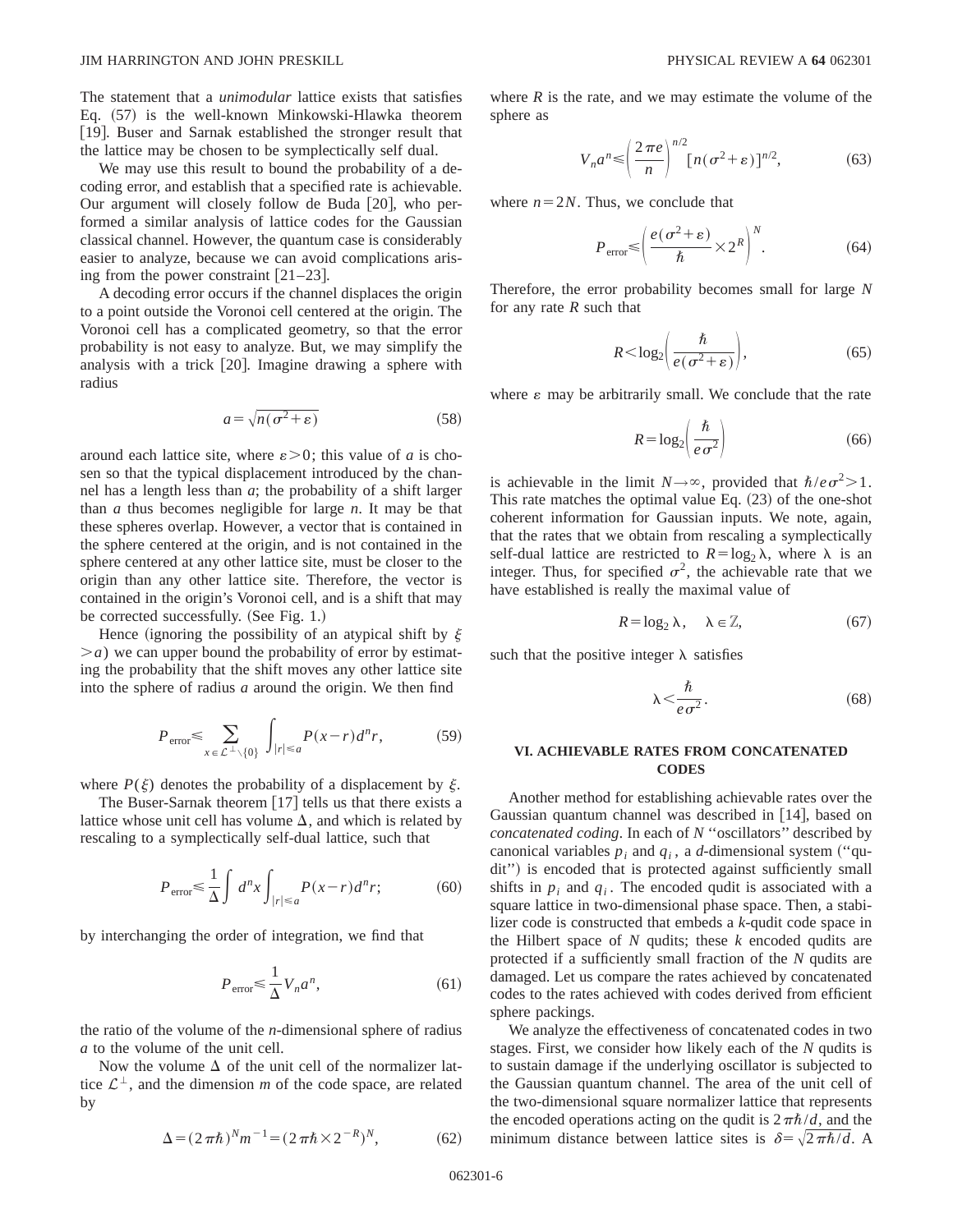The statement that a *unimodular* lattice exists that satisfies Eq. (57) is the well-known Minkowski-Hlawka theorem [19]. Buser and Sarnak established the stronger result that the lattice may be chosen to be symplectically self dual.

We may use this result to bound the probability of a decoding error, and establish that a specified rate is achievable. Our argument will closely follow de Buda [20], who performed a similar analysis of lattice codes for the Gaussian classical channel. However, the quantum case is considerably easier to analyze, because we can avoid complications arising from the power constraint [21–23].

A decoding error occurs if the channel displaces the origin to a point outside the Voronoi cell centered at the origin. The Voronoi cell has a complicated geometry, so that the error probability is not easy to analyze. But, we may simplify the analysis with a trick [20]. Imagine drawing a sphere with radius

$$a=\sqrt{n(\sigma^2+\varepsilon)} \tag{58}$$

around each lattice site, where $\varepsilon>0$; this value of $a$ is chosen so that the typical displacement introduced by the channel has a length less than $a$; the probability of a shift larger than $a$ thus becomes negligible for large $n$. It may be that these spheres overlap. However, a vector that is contained in the sphere centered at the origin, and is not contained in the sphere centered at any other lattice site, must be closer to the origin than any other lattice site. Therefore, the vector is contained in the origin's Voronoi cell, and is a shift that may be corrected successfully. (See Fig. 1.)

Hence (ignoring the possibility of an atypical shift by $\xi > a$) we can upper bound the probability of error by estimating the probability that the shift moves any other lattice site into the sphere of radius $a$ around the origin. We then find

$$P_{\mathrm{error}}\le \sum_{x\in\mathcal{L}^{\perp}\setminus\{0\}}\int_{|r|\le a}P(x-r)d^n r, \tag{59}$$

where $P(\xi)$ denotes the probability of a displacement by $\xi$.

The Buser-Sarnak theorem [17] tells us that there exists a lattice whose unit cell has volume $\Delta$, and which is related by rescaling to a symplectically self-dual lattice, such that

$$P_{\mathrm{error}}\le \frac{1}{\Delta}\int d^n x\int_{|r|\le a}P(x-r)d^n r; \tag{60}$$

by interchanging the order of integration, we find that

$$P_{\mathrm{error}}\le \frac{1}{\Delta}V_n a^n, \tag{61}$$

the ratio of the volume of the $n$-dimensional sphere of radius $a$ to the volume of the unit cell.

Now the volume $\Delta$ of the unit cell of the normalizer lattice $\mathcal{L}^{\perp}$, and the dimension $m$ of the code space, are related by

$$\Delta=(2\pi\hbar)^N m^{-1}=(2\pi\hbar\times 2^{-R})^N, \tag{62}$$

where $R$ is the rate, and we may estimate the volume of the sphere as

$$V_n a^n\le\left(\frac{2\pi e}{n}\right)^{n/2}[n(\sigma^2+\varepsilon)]^{n/2}, \tag{63}$$

where $n=2N$. Thus, we conclude that

$$P_{\mathrm{error}}\le\left(\frac{e(\sigma^2+\varepsilon)}{\hbar}\times 2^R\right)^N. \tag{64}$$

Therefore, the error probability becomes small for large $N$ for any rate $R$ such that

$$R<\log_2\left(\frac{\hbar}{e(\sigma^2+\varepsilon)}\right), \tag{65}$$

where $\varepsilon$ may be arbitrarily small. We conclude that the rate

$$R=\log_2\left(\frac{\hbar}{e\sigma^2}\right) \tag{66}$$

is achievable in the limit $N\to\infty$, provided that $\hbar/e\sigma^2>1$. This rate matches the optimal value Eq. (23) of the one-shot coherent information for Gaussian inputs. We note, again, that the rates that we obtain from rescaling a symplectically self-dual lattice are restricted to $R=\log_2\lambda$, where $\lambda$ is an integer. Thus, for specified $\sigma^2$, the achievable rate that we have established is really the maximal value of

$$R=\log_2\lambda,\quad \lambda\in\mathbb{Z}, \tag{67}$$

such that the positive integer $\lambda$ satisfies

$$\lambda<\frac{\hbar}{e\sigma^2}. \tag{68}$$

## VI. ACHIEVABLE RATES FROM CONCATENATED CODES

Another method for establishing achievable rates over the Gaussian quantum channel was described in [14], based on *concatenated coding*. In each of $N$ "oscillators" described by canonical variables $p_i$ and $q_i$, a $d$-dimensional system ("qudit") is encoded that is protected against sufficiently small shifts in $p_i$ and $q_i$. The encoded qudit is associated with a square lattice in two-dimensional phase space. Then, a stabilizer code is constructed that embeds a $k$-qudit code space in the Hilbert space of $N$ qudits; these $k$ encoded qudits are protected if a sufficiently small fraction of the $N$ qudits are damaged. Let us compare the rates achieved by concatenated codes to the rates achieved with codes derived from efficient sphere packings.

We analyze the effectiveness of concatenated codes in two stages. First, we consider how likely each of the $N$ qudits is to sustain damage if the underlying oscillator is subjected to the Gaussian quantum channel. The area of the unit cell of the two-dimensional square normalizer lattice that represents the encoded operations acting on the qudit is $2\pi\hbar/d$, and the minimum distance between lattice sites is $\delta=\sqrt{2\pi\hbar/d}$. A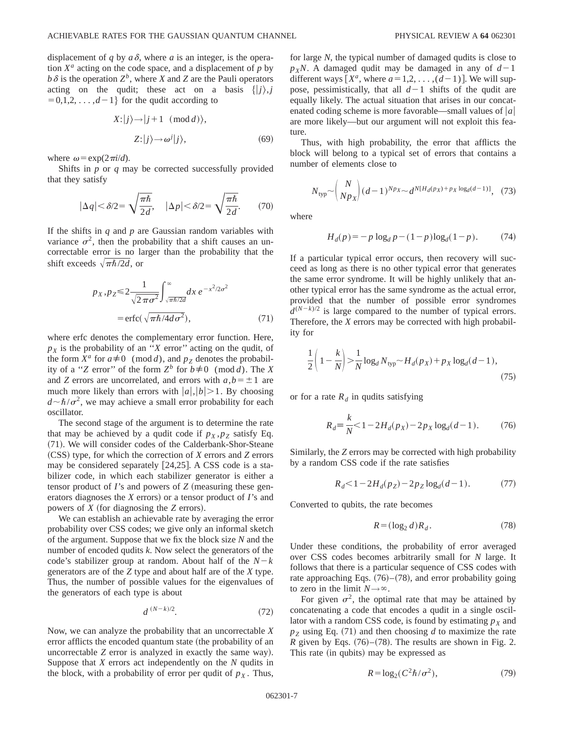displacement of $q$ by $a\delta$, where $a$ is an integer, is the operation $X^a$ acting on the code space, and a displacement of $p$ by $b\delta$ is the operation $Z^b$, where $X$ and $Z$ are the Pauli operators acting on the qudit; these act on a basis $\{|j\rangle, j=0,1,2,\ldots,d-1\}$ for the qudit according to

$$X:|j\rangle \to |j+1 \pmod{d}\rangle,$$
$$Z:|j\rangle \to \omega^j |j\rangle, \tag{69}$$

where $\omega=\exp(2\pi i/d)$.

Shifts in $p$ or $q$ may be corrected successfully provided that they satisfy

$$|\Delta q| < \delta/2 = \sqrt{\frac{\pi\hbar}{2d}}, \quad |\Delta p| < \delta/2 = \sqrt{\frac{\pi\hbar}{2d}}. \tag{70}$$

If the shifts in $q$ and $p$ are Gaussian random variables with variance $\sigma^2$, then the probability that a shift causes an uncorrectable error is no larger than the probability that the shift exceeds $\sqrt{\pi\hbar/2d}$, or

$$p_X, p_Z \leqslant 2\frac{1}{\sqrt{2\pi\sigma^2}}\int_{\sqrt{\pi\hbar/2d}}^{\infty} dx\, e^{-x^2/2\sigma^2}$$
$$= \operatorname{erfc}(\sqrt{\pi\hbar/4d\sigma^2}), \tag{71}$$

where erfc denotes the complementary error function. Here, $p_X$ is the probability of an "$X$ error" acting on the qudit, of the form $X^a$ for $a \not\equiv 0 \pmod{d}$, and $p_Z$ denotes the probability of a "$Z$ error" of the form $Z^b$ for $b \not\equiv 0 \pmod{d}$. The $X$ and $Z$ errors are uncorrelated, and errors with $a,b=\pm 1$ are much more likely than errors with $|a|,|b|>1$. By choosing $d \sim \hbar/\sigma^2$, we may achieve a small error probability for each oscillator.

The second stage of the argument is to determine the rate that may be achieved by a qudit code if $p_X, p_Z$ satisfy Eq. (71). We will consider codes of the Calderbank-Shor-Steane (CSS) type, for which the correction of $X$ errors and $Z$ errors may be considered separately [24,25]. A CSS code is a stabilizer code, in which each stabilizer generator is either a tensor product of $I$'s and powers of $Z$ (measuring these generators diagnoses the $X$ errors) or a tensor product of $I$'s and powers of $X$ (for diagnosing the $Z$ errors).

We can establish an achievable rate by averaging the error probability over CSS codes; we give only an informal sketch of the argument. Suppose that we fix the block size $N$ and the number of encoded qudits $k$. Now select the generators of the code's stabilizer group at random. About half of the $N-k$ generators are of the $Z$ type and about half are of the $X$ type. Thus, the number of possible values for the eigenvalues of the generators of each type is about

$$d^{(N-k)/2}. \tag{72}$$

Now, we can analyze the probability that an uncorrectable $X$ error afflicts the encoded quantum state (the probability of an uncorrectable $Z$ error is analyzed in exactly the same way). Suppose that $X$ errors act independently on the $N$ qudits in the block, with a probability of error per qudit of $p_X$. Thus, for large $N$, the typical number of damaged qudits is close to $p_X N$. A damaged qudit may be damaged in any of $d-1$ different ways [$X^a$, where $a=1,2,\ldots,(d-1)$]. We will suppose, pessimistically, that all $d-1$ shifts of the qudit are equally likely. The actual situation that arises in our concatenated coding scheme is more favorable—small values of $|a|$ are more likely—but our argument will not exploit this feature.

Thus, with high probability, the error that afflicts the block will belong to a typical set of errors that contains a number of elements close to

$$N_{\rm typ} \sim \binom{N}{Np_X}(d-1)^{Np_X} \sim d^{N[H_d(p_X)+p_X\log_d(d-1)]}, \tag{73}$$

where

$$H_d(p) = -p\log_d p - (1-p)\log_d(1-p). \tag{74}$$

If a particular typical error occurs, then recovery will succeed as long as there is no other typical error that generates the same error syndrome. It will be highly unlikely that another typical error has the same syndrome as the actual error, provided that the number of possible error syndromes $d^{(N-k)/2}$ is large compared to the number of typical errors. Therefore, the $X$ errors may be corrected with high probability for

$$\frac{1}{2}\left(1-\frac{k}{N}\right) > \frac{1}{N}\log_d N_{\rm typ} \sim H_d(p_X) + p_X\log_d(d-1), \tag{75}$$

or for a rate $R_d$ in qudits satisfying

$$R_d \equiv \frac{k}{N} < 1 - 2H_d(p_X) - 2p_X\log_d(d-1). \tag{76}$$

Similarly, the $Z$ errors may be corrected with high probability by a random CSS code if the rate satisfies

$$R_d < 1 - 2H_d(p_Z) - 2p_Z\log_d(d-1). \tag{77}$$

Converted to qubits, the rate becomes

$$R = (\log_2 d)R_d. \tag{78}$$

Under these conditions, the probability of error averaged over CSS codes becomes arbitrarily small for $N$ large. It follows that there is a particular sequence of CSS codes with rate approaching Eqs. (76)–(78), and error probability going to zero in the limit $N\to\infty$.

For given $\sigma^2$, the optimal rate that may be attained by concatenating a code that encodes a qudit in a single oscillator with a random CSS code, is found by estimating $p_X$ and $p_Z$ using Eq. (71) and then choosing $d$ to maximize the rate $R$ given by Eqs. (76)–(78). The results are shown in Fig. 2. This rate (in qubits) may be expressed as

$$R = \log_2(C^2\hbar/\sigma^2), \tag{79}$$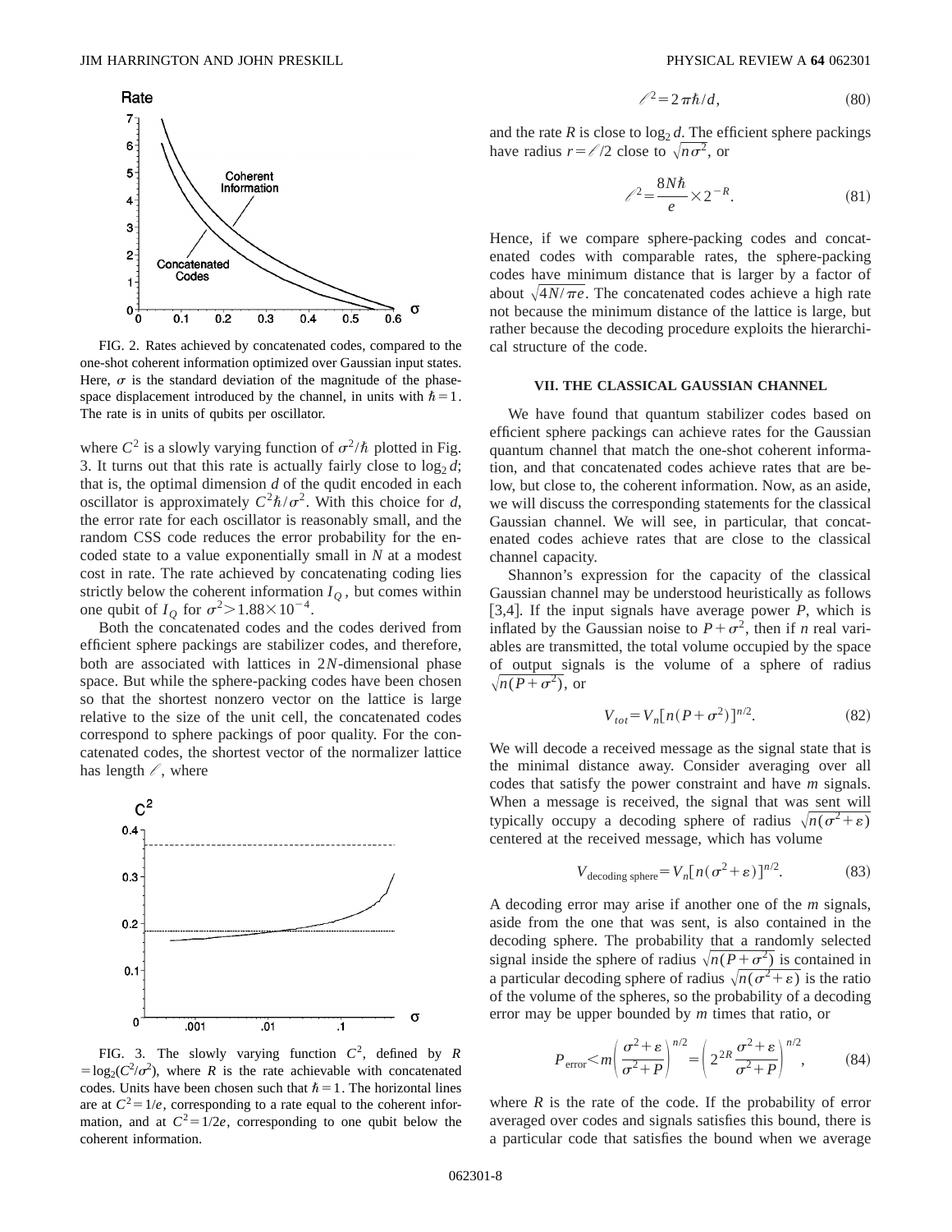FIG. 2. Rates achieved by concatenated codes, compared to the one-shot coherent information optimized over Gaussian input states. Here, $\sigma$ is the standard deviation of the magnitude of the phase-space displacement introduced by the channel, in units with $\hbar=1$. The rate is in units of qubits per oscillator.

where $C^2$ is a slowly varying function of $\sigma^2/\hbar$ plotted in Fig. 3. It turns out that this rate is actually fairly close to $\log_2 d$; that is, the optimal dimension $d$ of the qudit encoded in each oscillator is approximately $C^2\hbar/\sigma^2$. With this choice for $d$, the error rate for each oscillator is reasonably small, and the random CSS code reduces the error probability for the encoded state to a value exponentially small in $N$ at a modest cost in rate. The rate achieved by concatenating coding lies strictly below the coherent information $I_Q$, but comes within one qubit of $I_Q$ for $\sigma^2 > 1.88\times 10^{-4}$.

Both the concatenated codes and the codes derived from efficient sphere packings are stabilizer codes, and therefore, both are associated with lattices in $2N$-dimensional phase space. But while the sphere-packing codes have been chosen so that the shortest nonzero vector on the lattice is large relative to the size of the unit cell, the concatenated codes correspond to sphere packings of poor quality. For the concatenated codes, the shortest vector of the normalizer lattice has length $\ell$, where

FIG. 3. The slowly varying function $C^2$, defined by $R = \log_2(C^2/\sigma^2)$, where $R$ is the rate achievable with concatenated codes. Units have been chosen such that $\hbar=1$. The horizontal lines are at $C^2=1/e$, corresponding to a rate equal to the coherent information, and at $C^2=1/2e$, corresponding to one qubit below the coherent information.

$$\ell^2 = 2\pi\hbar/d, \tag{80}$$

and the rate $R$ is close to $\log_2 d$. The efficient sphere packings have radius $r=\ell/2$ close to $\sqrt{n\sigma^2}$, or

$$\ell^2 = \frac{8N\hbar}{e}\times 2^{-R}. \tag{81}$$

Hence, if we compare sphere-packing codes and concatenated codes with comparable rates, the sphere-packing codes have minimum distance that is larger by a factor of about $\sqrt{4N/\pi e}$. The concatenated codes achieve a high rate not because the minimum distance of the lattice is large, but rather because the decoding procedure exploits the hierarchical structure of the code.

### VII. THE CLASSICAL GAUSSIAN CHANNEL

We have found that quantum stabilizer codes based on efficient sphere packings can achieve rates for the Gaussian quantum channel that match the one-shot coherent information, and that concatenated codes achieve rates that are below, but close to, the coherent information. Now, as an aside, we will discuss the corresponding statements for the classical Gaussian channel. We will see, in particular, that concatenated codes achieve rates that are close to the classical channel capacity.

Shannon's expression for the capacity of the classical Gaussian channel may be understood heuristically as follows [3,4]. If the input signals have average power $P$, which is inflated by the Gaussian noise to $P+\sigma^2$, then if $n$ real variables are transmitted, the total volume occupied by the space of output signals is the volume of a sphere of radius $\sqrt{n(P+\sigma^2)}$, or

$$V_{tot} = V_n[n(P+\sigma^2)]^{n/2}. \tag{82}$$

We will decode a received message as the signal state that is the minimal distance away. Consider averaging over all codes that satisfy the power constraint and have $m$ signals. When a message is received, the signal that was sent will typically occupy a decoding sphere of radius $\sqrt{n(\sigma^2+\varepsilon)}$ centered at the received message, which has volume

$$V_{\text{decoding sphere}} = V_n[n(\sigma^2+\varepsilon)]^{n/2}. \tag{83}$$

A decoding error may arise if another one of the $m$ signals, aside from the one that was sent, is also contained in the decoding sphere. The probability that a randomly selected signal inside the sphere of radius $\sqrt{n(P+\sigma^2)}$ is contained in a particular decoding sphere of radius $\sqrt{n(\sigma^2+\varepsilon)}$ is the ratio of the volume of the spheres, so the probability of a decoding error may be upper bounded by $m$ times that ratio, or

$$P_{\text{error}} < m\left(\frac{\sigma^2+\varepsilon}{\sigma^2+P}\right)^{n/2} = \left(2^{2R}\frac{\sigma^2+\varepsilon}{\sigma^2+P}\right)^{n/2}, \tag{84}$$

where $R$ is the rate of the code. If the probability of error averaged over codes and signals satisfies this bound, there is a particular code that satisfies the bound when we average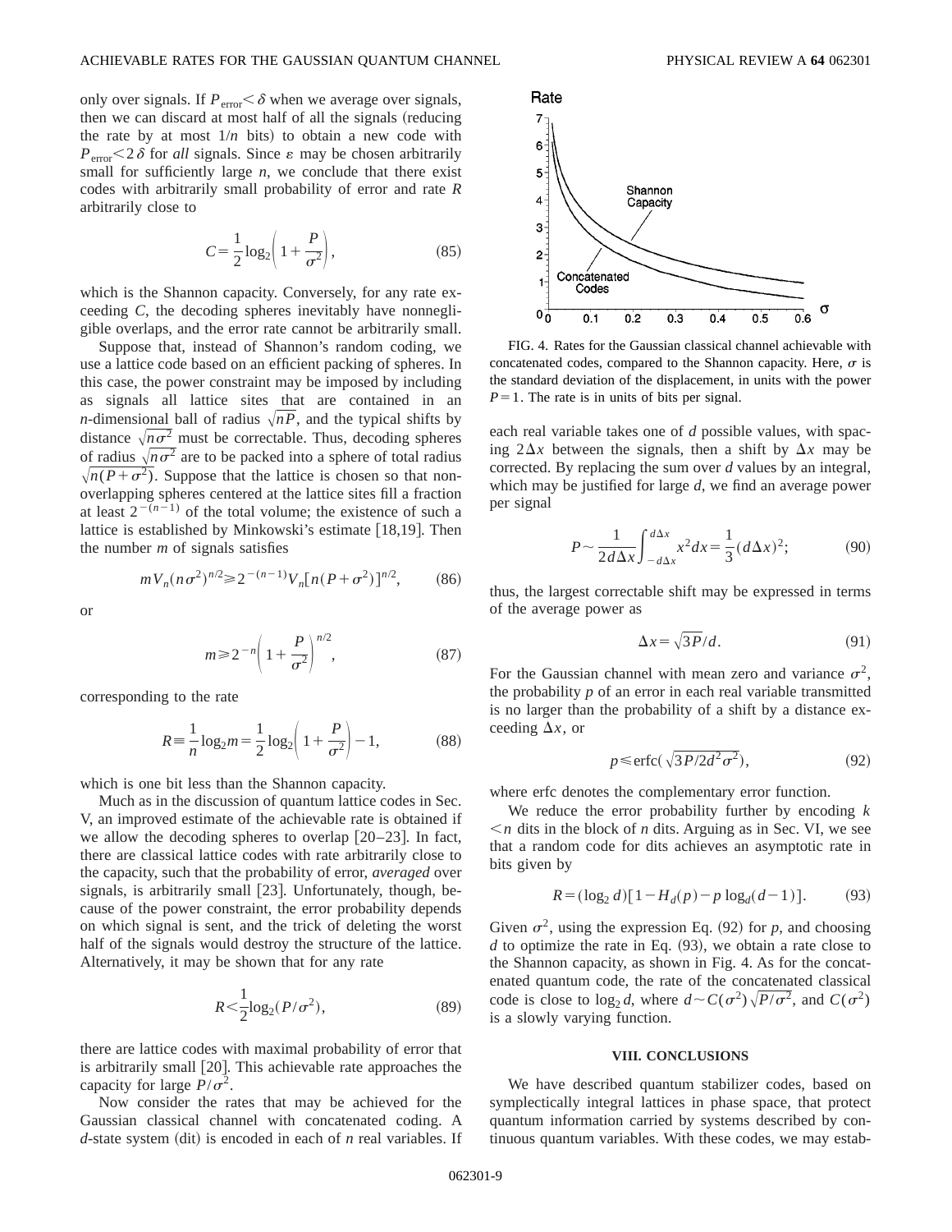only over signals. If $P_{\rm error}<\delta$ when we average over signals, then we can discard at most half of all the signals (reducing the rate by at most $1/n$ bits) to obtain a new code with $P_{\rm error}<2\delta$ for *all* signals. Since $\varepsilon$ may be chosen arbitrarily small for sufficiently large $n$, we conclude that there exist codes with arbitrarily small probability of error and rate $R$ arbitrarily close to

$$C=\frac{1}{2}\log_2\left(1+\frac{P}{\sigma^2}\right), \tag{85}$$

which is the Shannon capacity. Conversely, for any rate exceeding $C$, the decoding spheres inevitably have nonnegligible overlaps, and the error rate cannot be arbitrarily small.

Suppose that, instead of Shannon's random coding, we use a lattice code based on an efficient packing of spheres. In this case, the power constraint may be imposed by including as signals all lattice sites that are contained in an $n$-dimensional ball of radius $\sqrt{nP}$, and the typical shifts by distance $\sqrt{n\sigma^2}$ must be correctable. Thus, decoding spheres of radius $\sqrt{n\sigma^2}$ are to be packed into a sphere of total radius $\sqrt{n(P+\sigma^2)}$. Suppose that the lattice is chosen so that nonoverlapping spheres centered at the lattice sites fill a fraction at least $2^{-(n-1)}$ of the total volume; the existence of such a lattice is established by Minkowski's estimate [18,19]. Then the number $m$ of signals satisfies

$$mV_n(n\sigma^2)^{n/2}\geq 2^{-(n-1)}V_n[n(P+\sigma^2)]^{n/2}, \tag{86}$$

or

$$m\geq 2^{-n}\left(1+\frac{P}{\sigma^2}\right)^{n/2}, \tag{87}$$

corresponding to the rate

$$R\equiv\frac{1}{n}\log_2 m=\frac{1}{2}\log_2\left(1+\frac{P}{\sigma^2}\right)-1, \tag{88}$$

which is one bit less than the Shannon capacity.

Much as in the discussion of quantum lattice codes in Sec. V, an improved estimate of the achievable rate is obtained if we allow the decoding spheres to overlap [20–23]. In fact, there are classical lattice codes with rate arbitrarily close to the capacity, such that the probability of error, *averaged* over signals, is arbitrarily small [23]. Unfortunately, though, because of the power constraint, the error probability depends on which signal is sent, and the trick of deleting the worst half of the signals would destroy the structure of the lattice. Alternatively, it may be shown that for any rate

$$R<\frac{1}{2}\log_2(P/\sigma^2), \tag{89}$$

there are lattice codes with maximal probability of error that is arbitrarily small [20]. This achievable rate approaches the capacity for large $P/\sigma^2$.

Now consider the rates that may be achieved for the Gaussian classical channel with concatenated coding. A $d$-state system (dit) is encoded in each of $n$ real variables. If each real variable takes one of $d$ possible values, with spacing $2\Delta x$ between the signals, then a shift by $\Delta x$ may be corrected. By replacing the sum over $d$ values by an integral, which may be justified for large $d$, we find an average power per signal

FIG. 4. Rates for the Gaussian classical channel achievable with concatenated codes, compared to the Shannon capacity. Here, $\sigma$ is the standard deviation of the displacement, in units with the power $P=1$. The rate is in units of bits per signal.

$$P\sim\frac{1}{2d\Delta x}\int_{-d\Delta x}^{d\Delta x}x^2dx=\frac{1}{3}(d\Delta x)^2; \tag{90}$$

thus, the largest correctable shift may be expressed in terms of the average power as

$$\Delta x=\sqrt{3P}/d. \tag{91}$$

For the Gaussian channel with mean zero and variance $\sigma^2$, the probability $p$ of an error in each real variable transmitted is no larger than the probability of a shift by a distance exceeding $\Delta x$, or

$$p\leq \mathrm{erfc}(\sqrt{3P/2d^2\sigma^2}), \tag{92}$$

where erfc denotes the complementary error function.

We reduce the error probability further by encoding $k<n$ dits in the block of $n$ dits. Arguing as in Sec. VI, we see that a random code for dits achieves an asymptotic rate in bits given by

$$R=(\log_2 d)[1-H_d(p)-p\log_d(d-1)]. \tag{93}$$

Given $\sigma^2$, using the expression Eq. (92) for $p$, and choosing $d$ to optimize the rate in Eq. (93), we obtain a rate close to the Shannon capacity, as shown in Fig. 4. As for the concatenated quantum code, the rate of the concatenated classical code is close to $\log_2 d$, where $d\sim C(\sigma^2)\sqrt{P/\sigma^2}$, and $C(\sigma^2)$ is a slowly varying function.

## VIII. CONCLUSIONS

We have described quantum stabilizer codes, based on symplectically integral lattices in phase space, that protect quantum information carried by systems described by continuous quantum variables. With these codes, we may estab-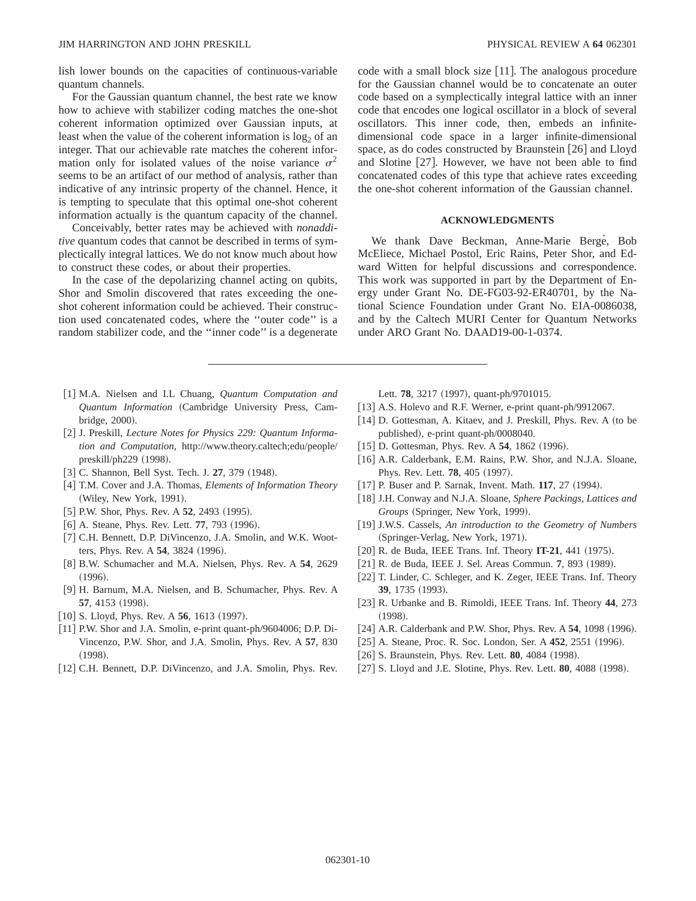lish lower bounds on the capacities of continuous-variable quantum channels.

For the Gaussian quantum channel, the best rate we know how to achieve with stabilizer coding matches the one-shot coherent information optimized over Gaussian inputs, at least when the value of the coherent information is $\log_2$ of an integer. That our achievable rate matches the coherent information only for isolated values of the noise variance $\sigma^2$ seems to be an artifact of our method of analysis, rather than indicative of any intrinsic property of the channel. Hence, it is tempting to speculate that this optimal one-shot coherent information actually is the quantum capacity of the channel.

Conceivably, better rates may be achieved with *nonadditive* quantum codes that cannot be described in terms of symplectically integral lattices. We do not know much about how to construct these codes, or about their properties.

In the case of the depolarizing channel acting on qubits, Shor and Smolin discovered that rates exceeding the one-shot coherent information could be achieved. Their construction used concatenated codes, where the ''outer code'' is a random stabilizer code, and the ''inner code'' is a degenerate code with a small block size [11]. The analogous procedure for the Gaussian channel would be to concatenate an outer code based on a symplectically integral lattice with an inner code that encodes one logical oscillator in a block of several oscillators. This inner code, then, embeds an infinite-dimensional code space in a larger infinite-dimensional space, as do codes constructed by Braunstein [26] and Lloyd and Slotine [27]. However, we have not been able to find concatenated codes of this type that achieve rates exceeding the one-shot coherent information of the Gaussian channel.

## ACKNOWLEDGMENTS

We thank Dave Beckman, Anne-Marie Bergé, Bob McEliece, Michael Postol, Eric Rains, Peter Shor, and Edward Witten for helpful discussions and correspondence. This work was supported in part by the Department of Energy under Grant No. DE-FG03-92-ER40701, by the National Science Foundation under Grant No. EIA-0086038, and by the Caltech MURI Center for Quantum Networks under ARO Grant No. DAAD19-00-1-0374.

---

[1] M.A. Nielsen and I.L Chuang, *Quantum Computation and Quantum Information* (Cambridge University Press, Cambridge, 2000).

[2] J. Preskill, *Lecture Notes for Physics 229: Quantum Information and Computation*, http://www.theory.caltech;edu/people/preskill/ph229 (1998).

[3] C. Shannon, Bell Syst. Tech. J. **27**, 379 (1948).

[4] T.M. Cover and J.A. Thomas, *Elements of Information Theory* (Wiley, New York, 1991).

[5] P.W. Shor, Phys. Rev. A **52**, 2493 (1995).

[6] A. Steane, Phys. Rev. Lett. **77**, 793 (1996).

[7] C.H. Bennett, D.P. DiVincenzo, J.A. Smolin, and W.K. Wootters, Phys. Rev. A **54**, 3824 (1996).

[8] B.W. Schumacher and M.A. Nielsen, Phys. Rev. A **54**, 2629 (1996).

[9] H. Barnum, M.A. Nielsen, and B. Schumacher, Phys. Rev. A **57**, 4153 (1998).

[10] S. Lloyd, Phys. Rev. A **56**, 1613 (1997).

[11] P.W. Shor and J.A. Smolin, e-print quant-ph/9604006; D.P. DiVincenzo, P.W. Shor, and J.A. Smolin, Phys. Rev. A **57**, 830 (1998).

[12] C.H. Bennett, D.P. DiVincenzo, and J.A. Smolin, Phys. Rev. Lett. **78**, 3217 (1997), quant-ph/9701015.

[13] A.S. Holevo and R.F. Werner, e-print quant-ph/9912067.

[14] D. Gottesman, A. Kitaev, and J. Preskill, Phys. Rev. A (to be published), e-print quant-ph/0008040.

[15] D. Gottesman, Phys. Rev. A **54**, 1862 (1996).

[16] A.R. Calderbank, E.M. Rains, P.W. Shor, and N.J.A. Sloane, Phys. Rev. Lett. **78**, 405 (1997).

[17] P. Buser and P. Sarnak, Invent. Math. **117**, 27 (1994).

[18] J.H. Conway and N.J.A. Sloane, *Sphere Packings, Lattices and Groups* (Springer, New York, 1999).

[19] J.W.S. Cassels, *An introduction to the Geometry of Numbers* (Springer-Verlag, New York, 1971).

[20] R. de Buda, IEEE Trans. Inf. Theory **IT-21**, 441 (1975).

[21] R. de Buda, IEEE J. Sel. Areas Commun. **7**, 893 (1989).

[22] T. Linder, C. Schleger, and K. Zeger, IEEE Trans. Inf. Theory **39**, 1735 (1993).

[23] R. Urbanke and B. Rimoldi, IEEE Trans. Inf. Theory **44**, 273 (1998).

[24] A.R. Calderbank and P.W. Shor, Phys. Rev. A **54**, 1098 (1996).

[25] A. Steane, Proc. R. Soc. London, Ser. A **452**, 2551 (1996).

[26] S. Braunstein, Phys. Rev. Lett. **80**, 4084 (1998).

[27] S. Lloyd and J.E. Slotine, Phys. Rev. Lett. **80**, 4088 (1998).